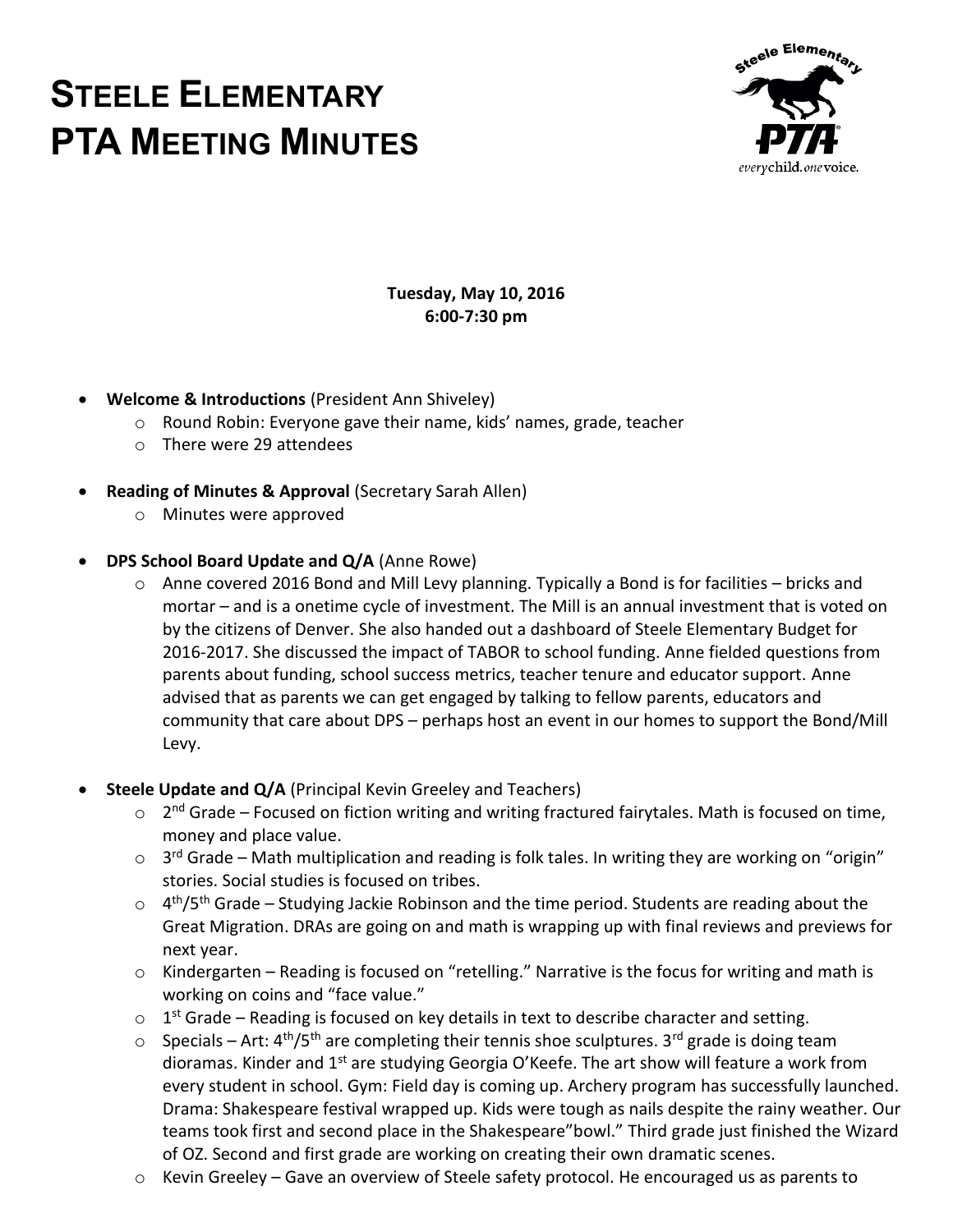# Steele Elementary PTA Meeting Minutes

**Tuesday, May 10, 2016**
**6:00-7:30 pm**

- **Welcome & Introductions** (President Ann Shiveley)
  - Round Robin: Everyone gave their name, kids' names, grade, teacher
  - There were 29 attendees
- **Reading of Minutes & Approval** (Secretary Sarah Allen)
  - Minutes were approved
- **DPS School Board Update and Q/A** (Anne Rowe)
  - Anne covered 2016 Bond and Mill Levy planning. Typically a Bond is for facilities – bricks and mortar – and is a onetime cycle of investment. The Mill is an annual investment that is voted on by the citizens of Denver. She also handed out a dashboard of Steele Elementary Budget for 2016-2017. She discussed the impact of TABOR to school funding. Anne fielded questions from parents about funding, school success metrics, teacher tenure and educator support. Anne advised that as parents we can get engaged by talking to fellow parents, educators and community that care about DPS – perhaps host an event in our homes to support the Bond/Mill Levy.
- **Steele Update and Q/A** (Principal Kevin Greeley and Teachers)
  - 2nd Grade – Focused on fiction writing and writing fractured fairytales. Math is focused on time, money and place value.
  - 3rd Grade – Math multiplication and reading is folk tales. In writing they are working on "origin" stories. Social studies is focused on tribes.
  - 4th/5th Grade – Studying Jackie Robinson and the time period. Students are reading about the Great Migration. DRAs are going on and math is wrapping up with final reviews and previews for next year.
  - Kindergarten – Reading is focused on "retelling." Narrative is the focus for writing and math is working on coins and "face value."
  - 1st Grade – Reading is focused on key details in text to describe character and setting.
  - Specials – Art: 4th/5th are completing their tennis shoe sculptures. 3rd grade is doing team dioramas. Kinder and 1st are studying Georgia O'Keefe. The art show will feature a work from every student in school. Gym: Field day is coming up. Archery program has successfully launched. Drama: Shakespeare festival wrapped up. Kids were tough as nails despite the rainy weather. Our teams took first and second place in the Shakespeare"bowl." Third grade just finished the Wizard of OZ. Second and first grade are working on creating their own dramatic scenes.
  - Kevin Greeley – Gave an overview of Steele safety protocol. He encouraged us as parents to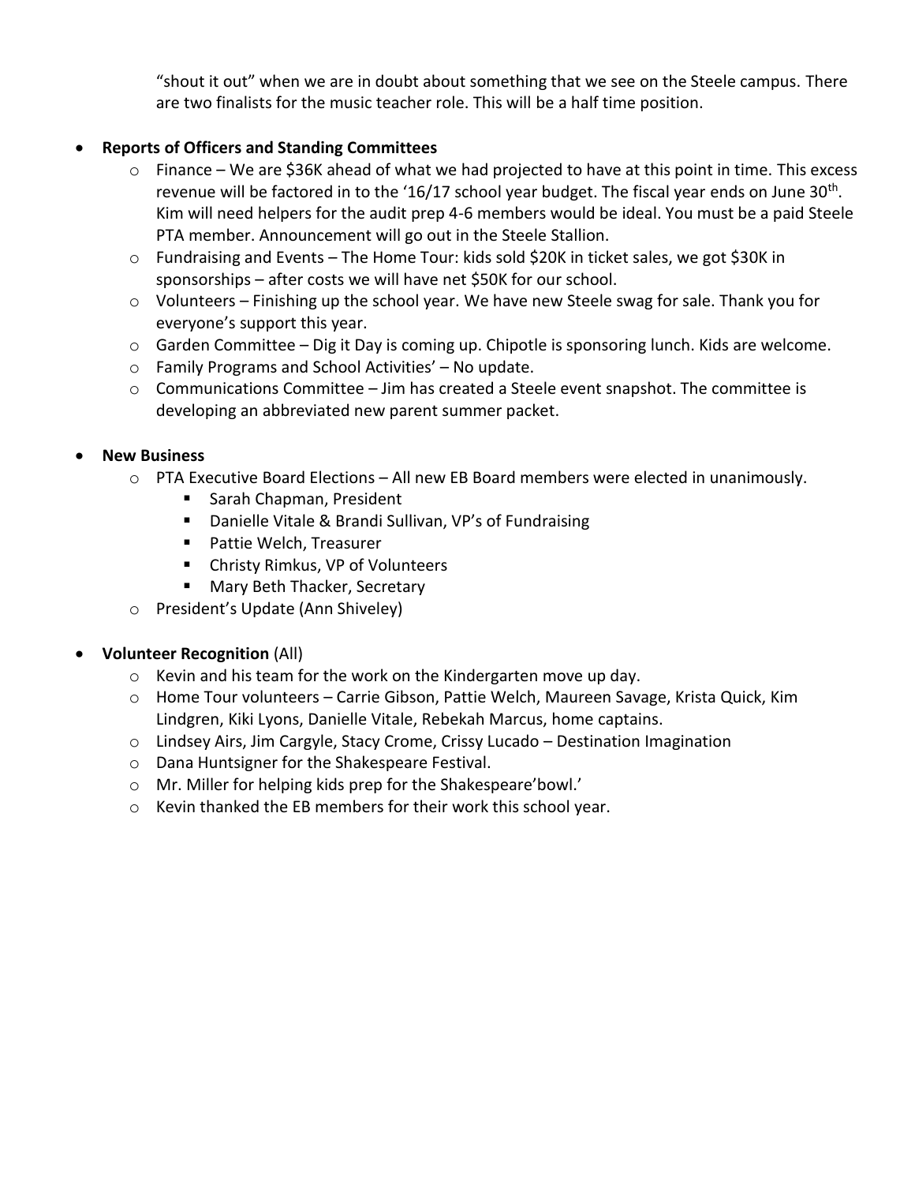"shout it out" when we are in doubt about something that we see on the Steele campus. There are two finalists for the music teacher role. This will be a half time position.

- **Reports of Officers and Standing Committees**
  - Finance – We are $36K ahead of what we had projected to have at this point in time. This excess revenue will be factored in to the '16/17 school year budget. The fiscal year ends on June 30th. Kim will need helpers for the audit prep 4-6 members would be ideal. You must be a paid Steele PTA member. Announcement will go out in the Steele Stallion.
  - Fundraising and Events – The Home Tour: kids sold $20K in ticket sales, we got $30K in sponsorships – after costs we will have net $50K for our school.
  - Volunteers – Finishing up the school year. We have new Steele swag for sale. Thank you for everyone's support this year.
  - Garden Committee – Dig it Day is coming up. Chipotle is sponsoring lunch. Kids are welcome.
  - Family Programs and School Activities' – No update.
  - Communications Committee – Jim has created a Steele event snapshot. The committee is developing an abbreviated new parent summer packet.

- **New Business**
  - PTA Executive Board Elections – All new EB Board members were elected in unanimously.
    - Sarah Chapman, President
    - Danielle Vitale & Brandi Sullivan, VP's of Fundraising
    - Pattie Welch, Treasurer
    - Christy Rimkus, VP of Volunteers
    - Mary Beth Thacker, Secretary
  - President's Update (Ann Shiveley)

- **Volunteer Recognition** (All)
  - Kevin and his team for the work on the Kindergarten move up day.
  - Home Tour volunteers – Carrie Gibson, Pattie Welch, Maureen Savage, Krista Quick, Kim Lindgren, Kiki Lyons, Danielle Vitale, Rebekah Marcus, home captains.
  - Lindsey Airs, Jim Cargyle, Stacy Crome, Crissy Lucado – Destination Imagination
  - Dana Huntsigner for the Shakespeare Festival.
  - Mr. Miller for helping kids prep for the Shakespeare'bowl.'
  - Kevin thanked the EB members for their work this school year.